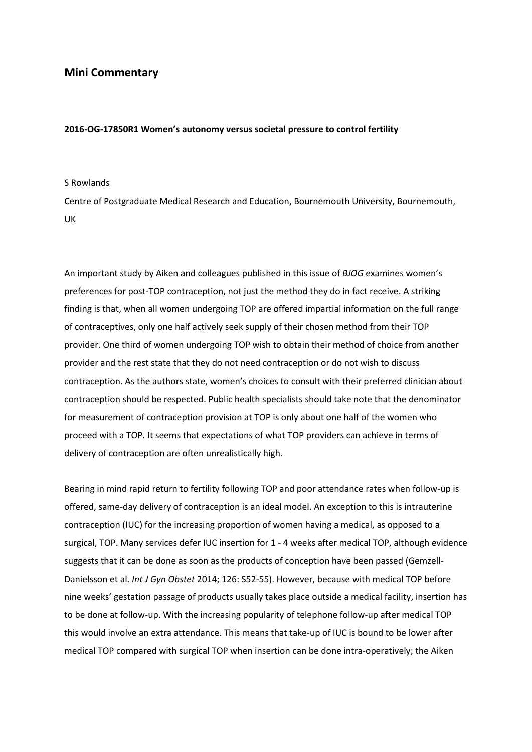## Mini Commentary

**2016-OG-17850R1 Women's autonomy versus societal pressure to control fertility**

S Rowlands

Centre of Postgraduate Medical Research and Education, Bournemouth University, Bournemouth, UK

An important study by Aiken and colleagues published in this issue of *BJOG* examines women's preferences for post-TOP contraception, not just the method they do in fact receive. A striking finding is that, when all women undergoing TOP are offered impartial information on the full range of contraceptives, only one half actively seek supply of their chosen method from their TOP provider. One third of women undergoing TOP wish to obtain their method of choice from another provider and the rest state that they do not need contraception or do not wish to discuss contraception. As the authors state, women's choices to consult with their preferred clinician about contraception should be respected. Public health specialists should take note that the denominator for measurement of contraception provision at TOP is only about one half of the women who proceed with a TOP. It seems that expectations of what TOP providers can achieve in terms of delivery of contraception are often unrealistically high.

Bearing in mind rapid return to fertility following TOP and poor attendance rates when follow-up is offered, same-day delivery of contraception is an ideal model. An exception to this is intrauterine contraception (IUC) for the increasing proportion of women having a medical, as opposed to a surgical, TOP. Many services defer IUC insertion for 1 - 4 weeks after medical TOP, although evidence suggests that it can be done as soon as the products of conception have been passed (Gemzell-Danielsson et al. *Int J Gyn Obstet* 2014; 126: S52-55). However, because with medical TOP before nine weeks' gestation passage of products usually takes place outside a medical facility, insertion has to be done at follow-up. With the increasing popularity of telephone follow-up after medical TOP this would involve an extra attendance. This means that take-up of IUC is bound to be lower after medical TOP compared with surgical TOP when insertion can be done intra-operatively; the Aiken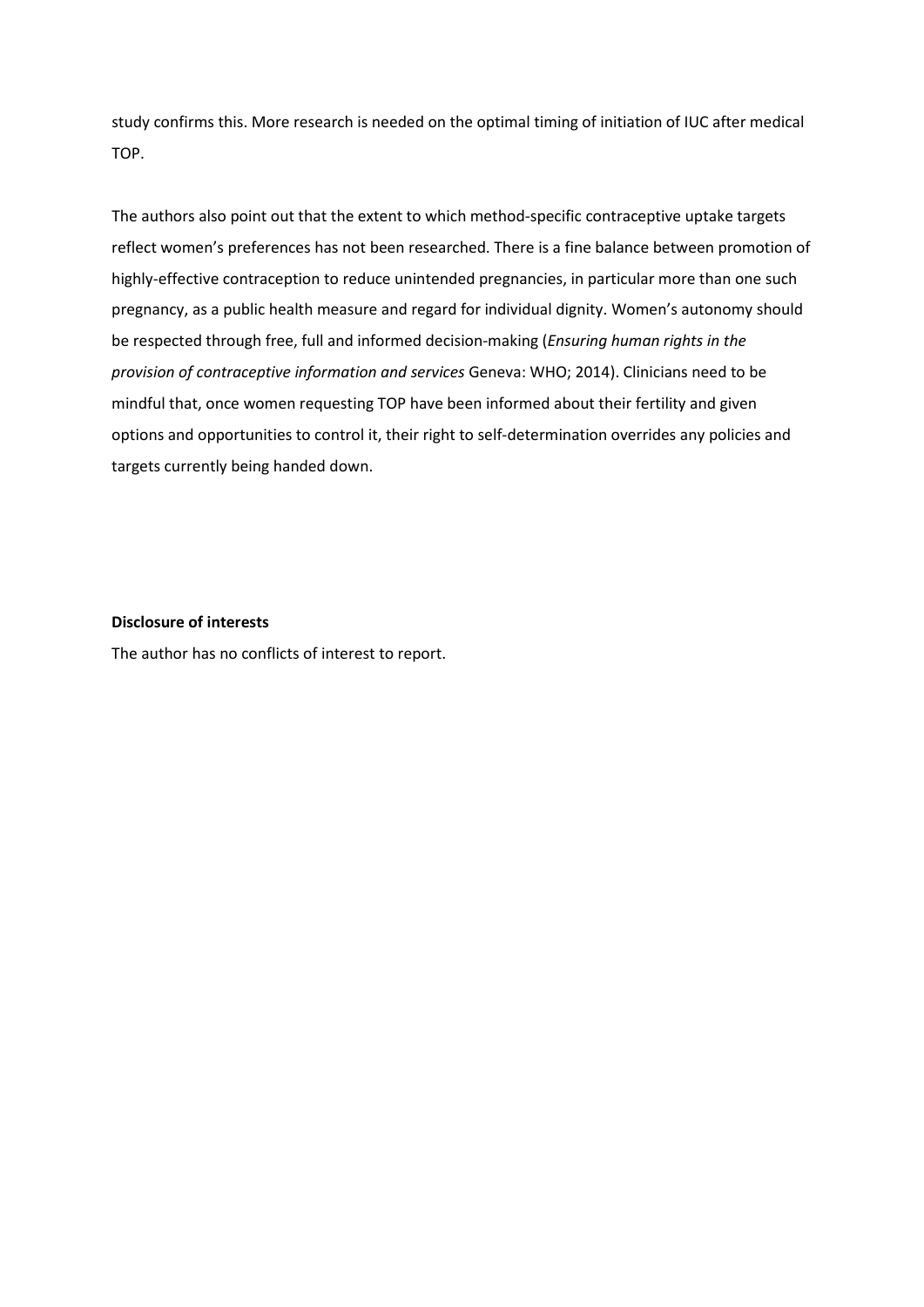study confirms this. More research is needed on the optimal timing of initiation of IUC after medical TOP.

The authors also point out that the extent to which method-specific contraceptive uptake targets reflect women's preferences has not been researched. There is a fine balance between promotion of highly-effective contraception to reduce unintended pregnancies, in particular more than one such pregnancy, as a public health measure and regard for individual dignity. Women's autonomy should be respected through free, full and informed decision-making (*Ensuring human rights in the provision of contraceptive information and services* Geneva: WHO; 2014). Clinicians need to be mindful that, once women requesting TOP have been informed about their fertility and given options and opportunities to control it, their right to self-determination overrides any policies and targets currently being handed down.

**Disclosure of interests**

The author has no conflicts of interest to report.